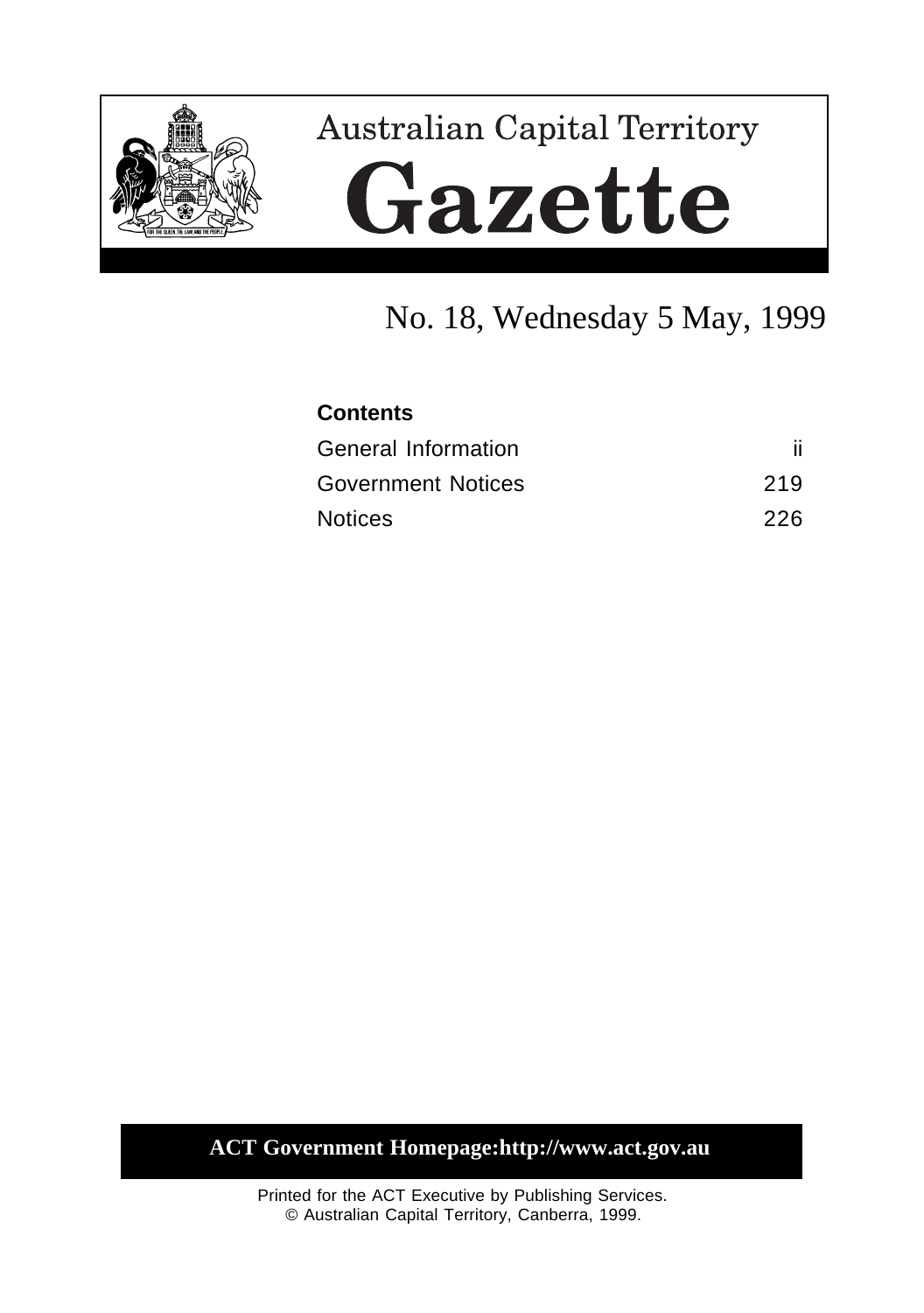# Australian Capital Territory

# Gazette

## No. 18, Wednesday 5 May, 1999

**Contents**

| | |
|---|---|
| General Information | ii |
| Government Notices | 219 |
| Notices | 226 |

**ACT Government Homepage:http://www.act.gov.au**

Printed for the ACT Executive by Publishing Services.
© Australian Capital Territory, Canberra, 1999.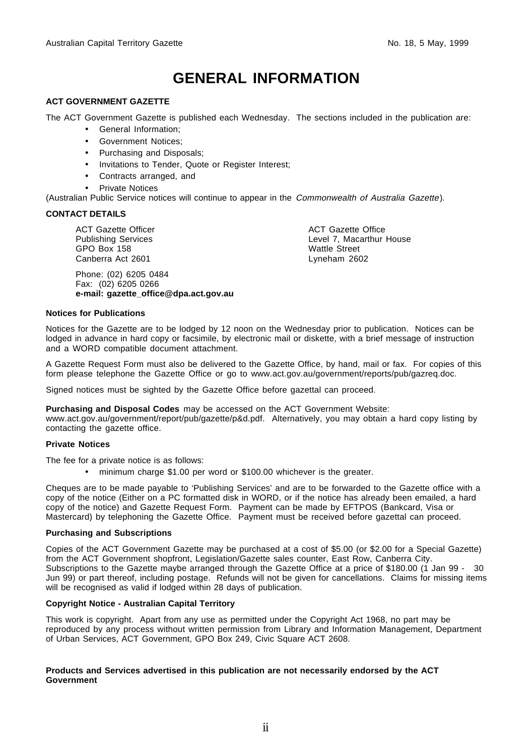# GENERAL INFORMATION

**ACT GOVERNMENT GAZETTE**

The ACT Government Gazette is published each Wednesday. The sections included in the publication are:

- General Information;
- Government Notices;
- Purchasing and Disposals;
- Invitations to Tender, Quote or Register Interest;
- Contracts arranged, and
- Private Notices

(Australian Public Service notices will continue to appear in the *Commonwealth of Australia Gazette*).

**CONTACT DETAILS**

ACT Gazette Officer
Publishing Services
GPO Box 158
Canberra Act 2601

ACT Gazette Office
Level 7, Macarthur House
Wattle Street
Lyneham 2602

Phone: (02) 6205 0484
Fax: (02) 6205 0266
**e-mail: gazette_office@dpa.act.gov.au**

**Notices for Publications**

Notices for the Gazette are to be lodged by 12 noon on the Wednesday prior to publication. Notices can be lodged in advance in hard copy or facsimile, by electronic mail or diskette, with a brief message of instruction and a WORD compatible document attachment.

A Gazette Request Form must also be delivered to the Gazette Office, by hand, mail or fax. For copies of this form please telephone the Gazette Office or go to www.act.gov.au/government/reports/pub/gazreq.doc.

Signed notices must be sighted by the Gazette Office before gazettal can proceed.

**Purchasing and Disposal Codes** may be accessed on the ACT Government Website: www.act.gov.au/government/report/pub/gazette/p&d.pdf. Alternatively, you may obtain a hard copy listing by contacting the gazette office.

**Private Notices**

The fee for a private notice is as follows:

- minimum charge $1.00 per word or $100.00 whichever is the greater.

Cheques are to be made payable to 'Publishing Services' and are to be forwarded to the Gazette office with a copy of the notice (Either on a PC formatted disk in WORD, or if the notice has already been emailed, a hard copy of the notice) and Gazette Request Form. Payment can be made by EFTPOS (Bankcard, Visa or Mastercard) by telephoning the Gazette Office. Payment must be received before gazettal can proceed.

**Purchasing and Subscriptions**

Copies of the ACT Government Gazette may be purchased at a cost of $5.00 (or $2.00 for a Special Gazette) from the ACT Government shopfront, Legislation/Gazette sales counter, East Row, Canberra City. Subscriptions to the Gazette maybe arranged through the Gazette Office at a price of $180.00 (1 Jan 99 - 30 Jun 99) or part thereof, including postage. Refunds will not be given for cancellations. Claims for missing items will be recognised as valid if lodged within 28 days of publication.

**Copyright Notice - Australian Capital Territory**

This work is copyright. Apart from any use as permitted under the Copyright Act 1968, no part may be reproduced by any process without written permission from Library and Information Management, Department of Urban Services, ACT Government, GPO Box 249, Civic Square ACT 2608.

**Products and Services advertised in this publication are not necessarily endorsed by the ACT Government**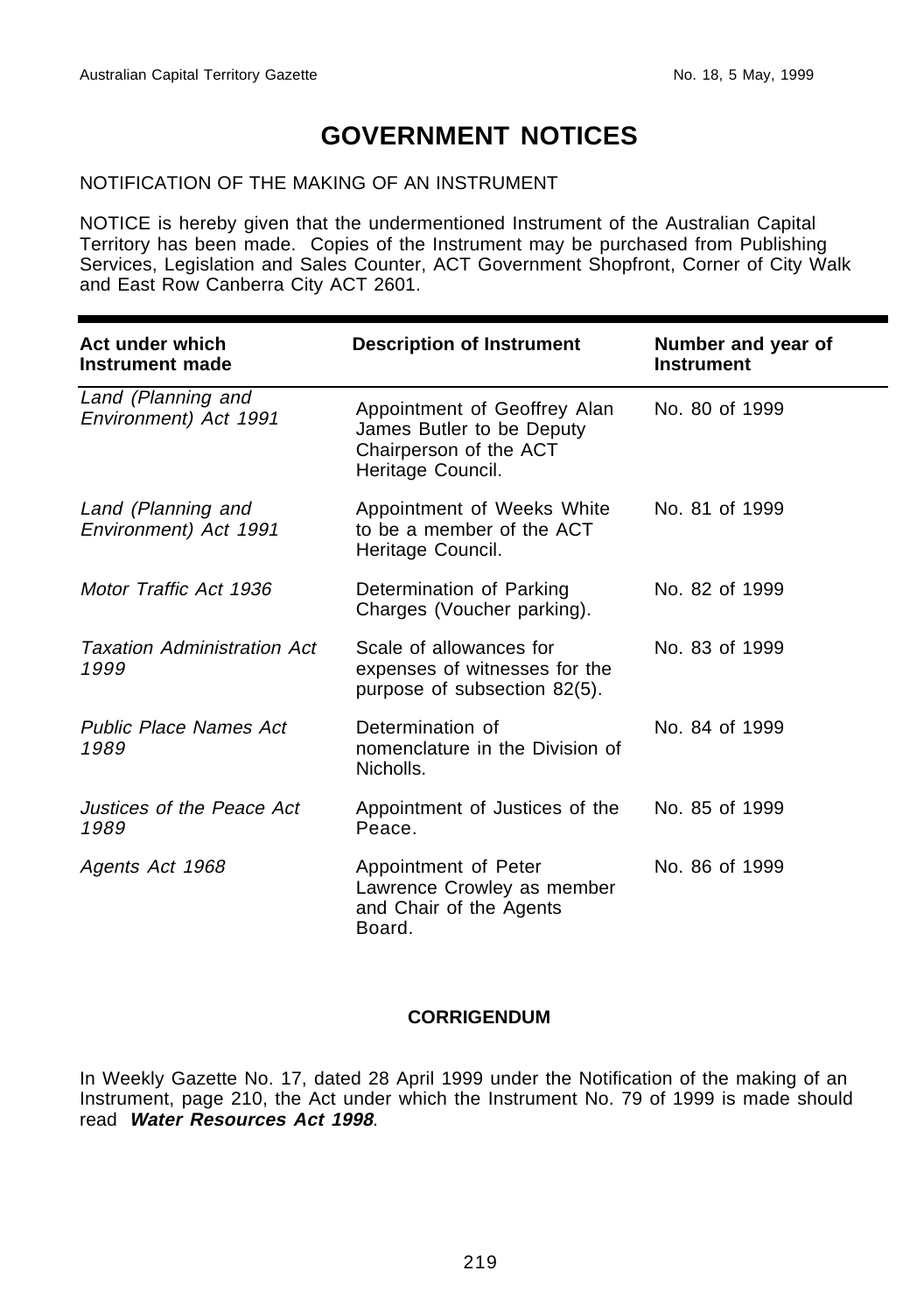# GOVERNMENT NOTICES

NOTIFICATION OF THE MAKING OF AN INSTRUMENT

NOTICE is hereby given that the undermentioned Instrument of the Australian Capital Territory has been made. Copies of the Instrument may be purchased from Publishing Services, Legislation and Sales Counter, ACT Government Shopfront, Corner of City Walk and East Row Canberra City ACT 2601.

| Act under which Instrument made | Description of Instrument | Number and year of Instrument |
|---|---|---|
| *Land (Planning and Environment) Act 1991* | Appointment of Geoffrey Alan James Butler to be Deputy Chairperson of the ACT Heritage Council. | No. 80 of 1999 |
| *Land (Planning and Environment) Act 1991* | Appointment of Weeks White to be a member of the ACT Heritage Council. | No. 81 of 1999 |
| *Motor Traffic Act 1936* | Determination of Parking Charges (Voucher parking). | No. 82 of 1999 |
| *Taxation Administration Act 1999* | Scale of allowances for expenses of witnesses for the purpose of subsection 82(5). | No. 83 of 1999 |
| *Public Place Names Act 1989* | Determination of nomenclature in the Division of Nicholls. | No. 84 of 1999 |
| *Justices of the Peace Act 1989* | Appointment of Justices of the Peace. | No. 85 of 1999 |
| *Agents Act 1968* | Appointment of Peter Lawrence Crowley as member and Chair of the Agents Board. | No. 86 of 1999 |

**CORRIGENDUM**

In Weekly Gazette No. 17, dated 28 April 1999 under the Notification of the making of an Instrument, page 210, the Act under which the Instrument No. 79 of 1999 is made should read ***Water Resources Act 1998***.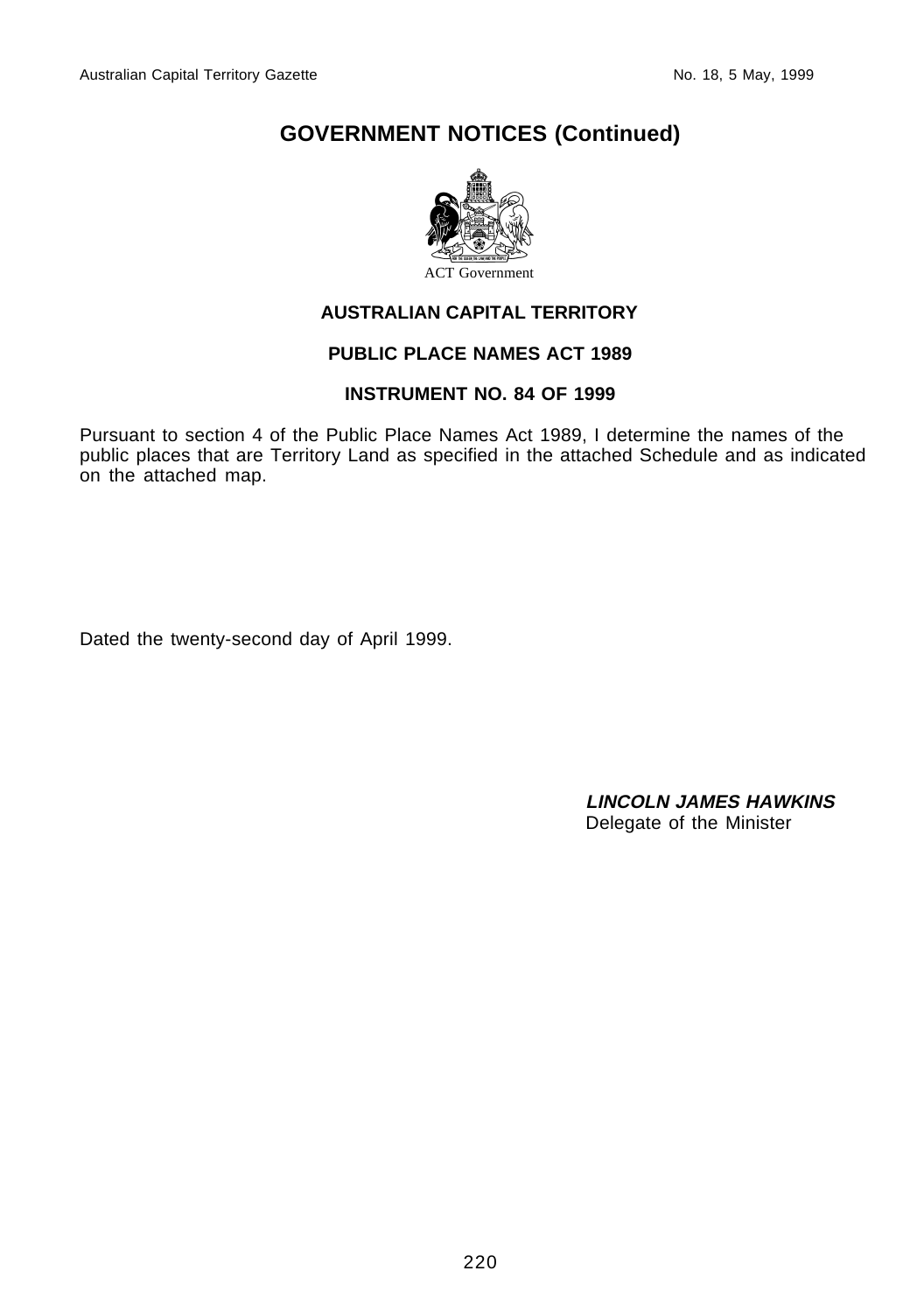# GOVERNMENT NOTICES (Continued)

ACT Government

## AUSTRALIAN CAPITAL TERRITORY

## PUBLIC PLACE NAMES ACT 1989

## INSTRUMENT NO. 84 OF 1999

Pursuant to section 4 of the Public Place Names Act 1989, I determine the names of the public places that are Territory Land as specified in the attached Schedule and as indicated on the attached map.

Dated the twenty-second day of April 1999.

***LINCOLN JAMES HAWKINS***
Delegate of the Minister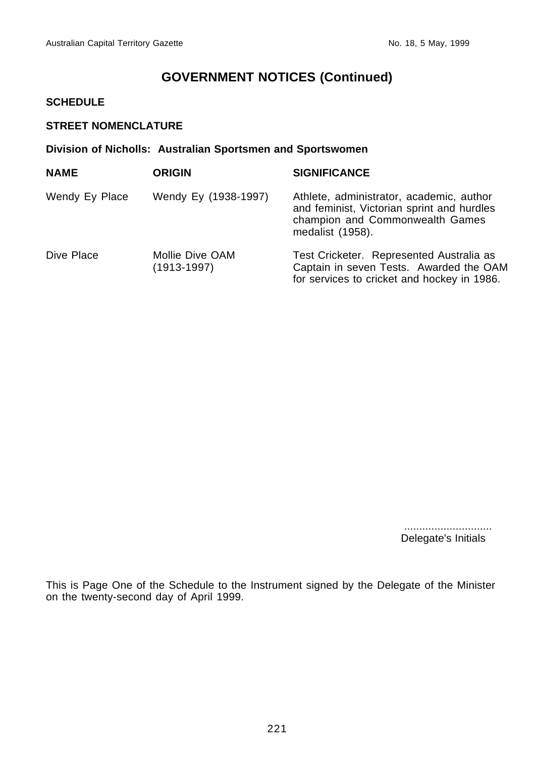## GOVERNMENT NOTICES (Continued)

**SCHEDULE**

**STREET NOMENCLATURE**

**Division of Nicholls: Australian Sportsmen and Sportswomen**

| NAME | ORIGIN | SIGNIFICANCE |
|---|---|---|
| Wendy Ey Place | Wendy Ey (1938-1997) | Athlete, administrator, academic, author and feminist, Victorian sprint and hurdles champion and Commonwealth Games medalist (1958). |
| Dive Place | Mollie Dive OAM (1913-1997) | Test Cricketer. Represented Australia as Captain in seven Tests. Awarded the OAM for services to cricket and hockey in 1986. |

............................
Delegate's Initials

This is Page One of the Schedule to the Instrument signed by the Delegate of the Minister on the twenty-second day of April 1999.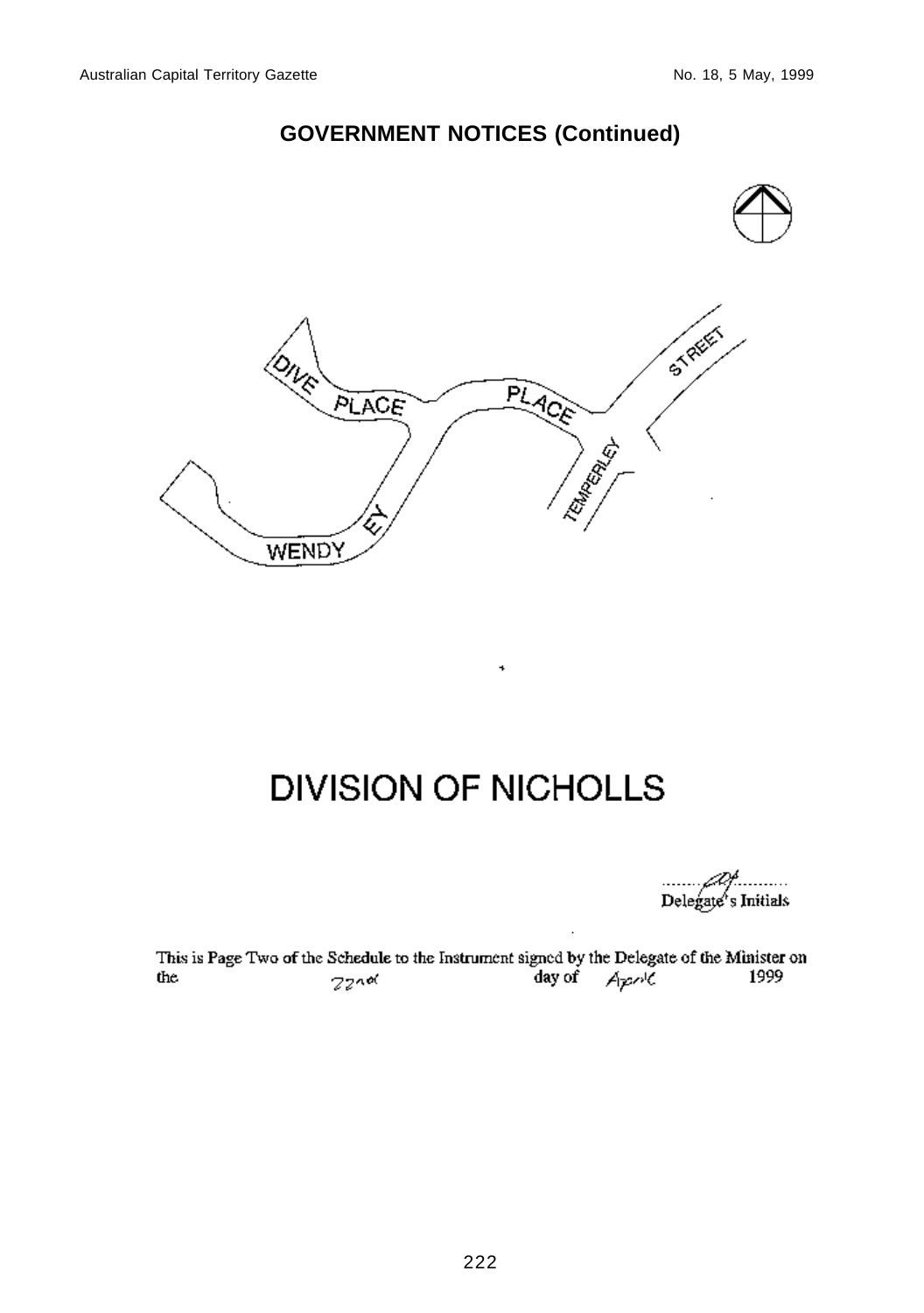## GOVERNMENT NOTICES (Continued)

DIVE PLACE

PLACE

STREET

TEMPERLEY

WENDY EY

# DIVISION OF NICHOLLS

Delegate's Initials

This is Page Two of the Schedule to the Instrument signed by the Delegate of the Minister on the 22nd day of April 1999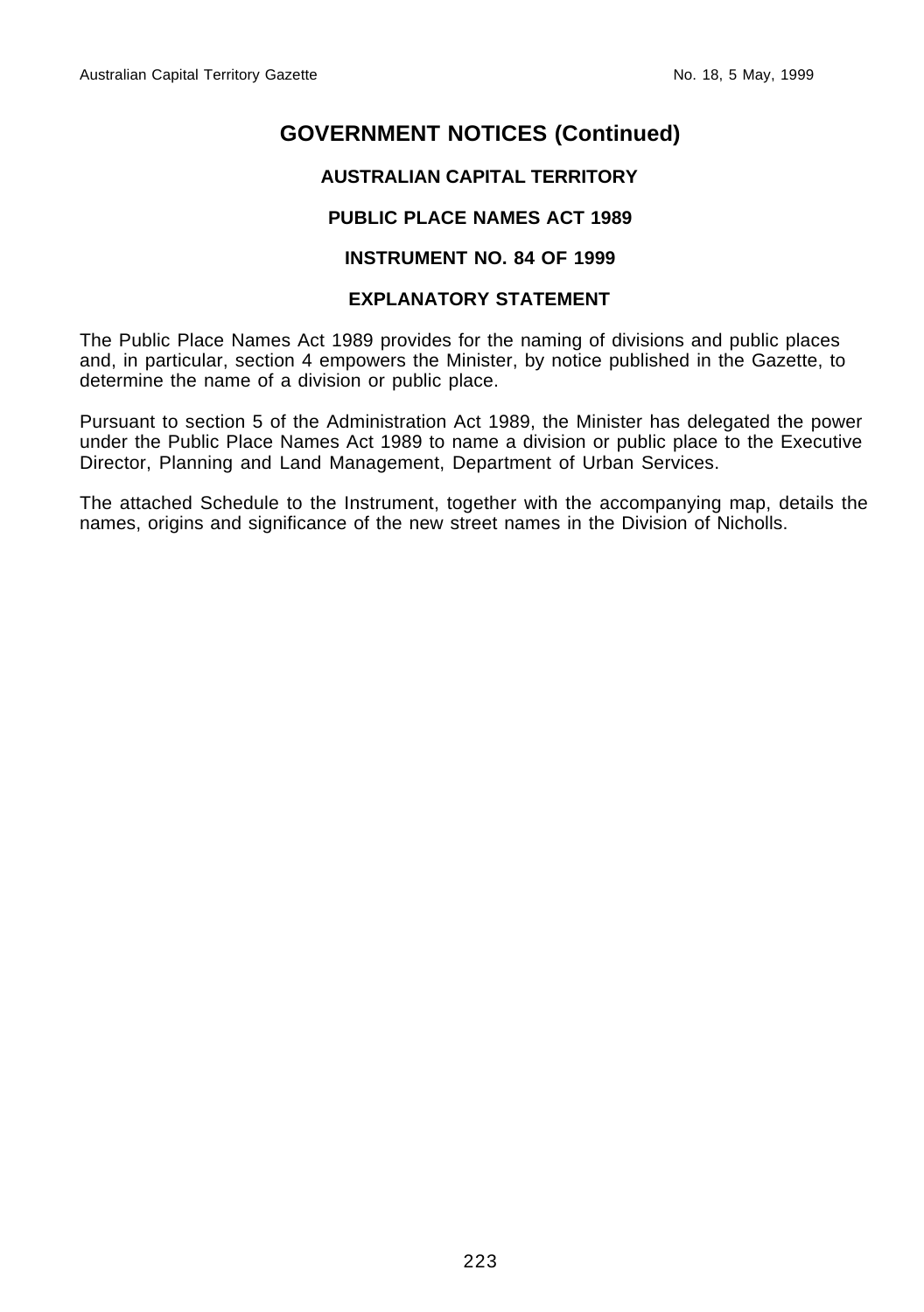# GOVERNMENT NOTICES (Continued)

**AUSTRALIAN CAPITAL TERRITORY**

**PUBLIC PLACE NAMES ACT 1989**

**INSTRUMENT NO. 84 OF 1999**

**EXPLANATORY STATEMENT**

The Public Place Names Act 1989 provides for the naming of divisions and public places and, in particular, section 4 empowers the Minister, by notice published in the Gazette, to determine the name of a division or public place.

Pursuant to section 5 of the Administration Act 1989, the Minister has delegated the power under the Public Place Names Act 1989 to name a division or public place to the Executive Director, Planning and Land Management, Department of Urban Services.

The attached Schedule to the Instrument, together with the accompanying map, details the names, origins and significance of the new street names in the Division of Nicholls.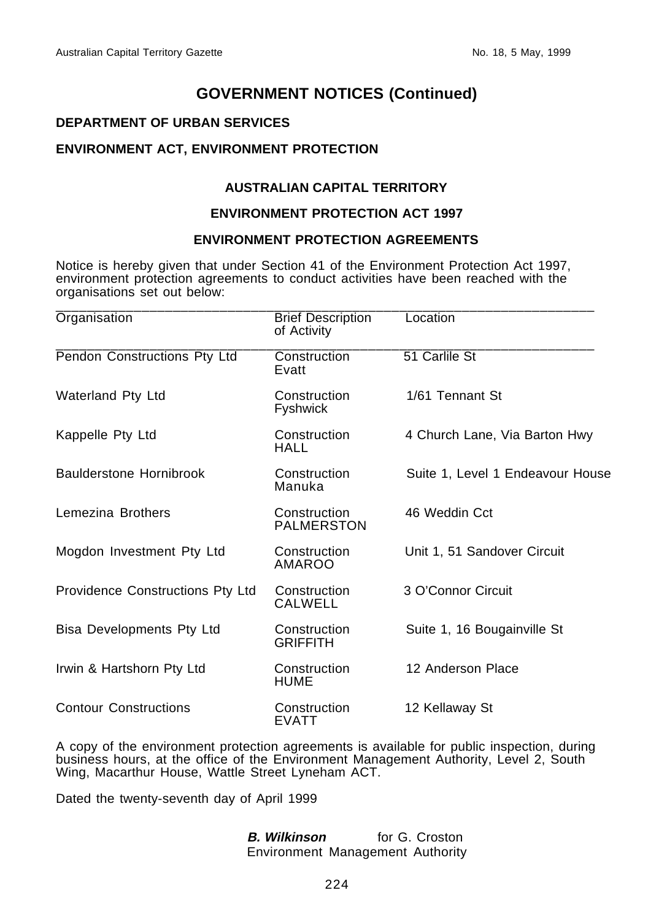# GOVERNMENT NOTICES (Continued)

**DEPARTMENT OF URBAN SERVICES**

**ENVIRONMENT ACT, ENVIRONMENT PROTECTION**

**AUSTRALIAN CAPITAL TERRITORY**

**ENVIRONMENT PROTECTION ACT 1997**

**ENVIRONMENT PROTECTION AGREEMENTS**

Notice is hereby given that under Section 41 of the Environment Protection Act 1997, environment protection agreements to conduct activities have been reached with the organisations set out below:

| Organisation | Brief Description of Activity | Location |
|---|---|---|
| Pendon Constructions Pty Ltd | Construction Evatt | 51 Carlile St |
| Waterland Pty Ltd | Construction Fyshwick | 1/61 Tennant St |
| Kappelle Pty Ltd | Construction HALL | 4 Church Lane, Via Barton Hwy |
| Baulderstone Hornibrook | Construction Manuka | Suite 1, Level 1 Endeavour House |
| Lemezina Brothers | Construction PALMERSTON | 46 Weddin Cct |
| Mogdon Investment Pty Ltd | Construction AMAROO | Unit 1, 51 Sandover Circuit |
| Providence Constructions Pty Ltd | Construction CALWELL | 3 O'Connor Circuit |
| Bisa Developments Pty Ltd | Construction GRIFFITH | Suite 1, 16 Bougainville St |
| Irwin & Hartshorn Pty Ltd | Construction HUME | 12 Anderson Place |
| Contour Constructions | Construction EVATT | 12 Kellaway St |

A copy of the environment protection agreements is available for public inspection, during business hours, at the office of the Environment Management Authority, Level 2, South Wing, Macarthur House, Wattle Street Lyneham ACT.

Dated the twenty-seventh day of April 1999

***B. Wilkinson*** for G. Croston
Environment Management Authority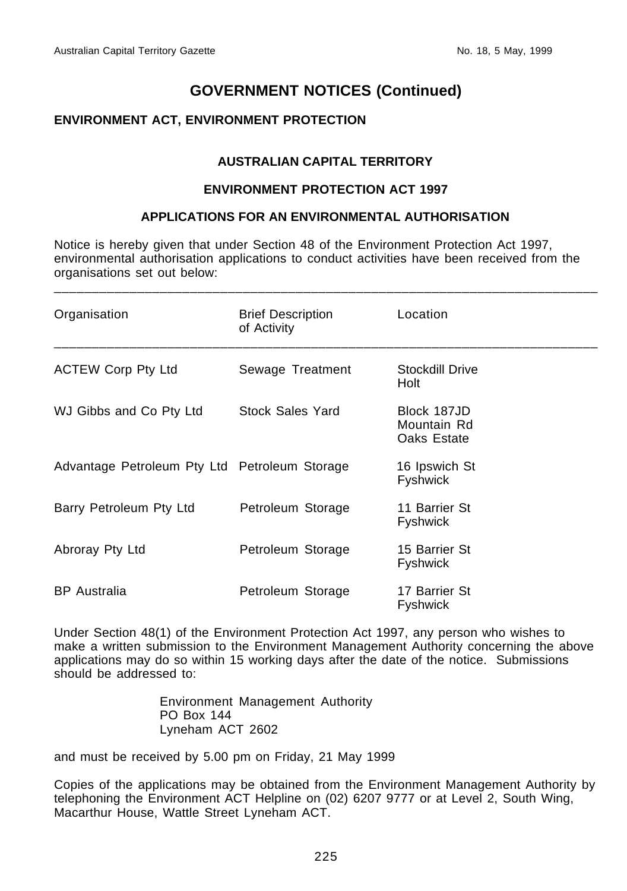## GOVERNMENT NOTICES (Continued)

**ENVIRONMENT ACT, ENVIRONMENT PROTECTION**

**AUSTRALIAN CAPITAL TERRITORY**

**ENVIRONMENT PROTECTION ACT 1997**

**APPLICATIONS FOR AN ENVIRONMENTAL AUTHORISATION**

Notice is hereby given that under Section 48 of the Environment Protection Act 1997, environmental authorisation applications to conduct activities have been received from the organisations set out below:

| Organisation | Brief Description of Activity | Location |
|---|---|---|
| ACTEW Corp Pty Ltd | Sewage Treatment | Stockdill Drive Holt |
| WJ Gibbs and Co Pty Ltd | Stock Sales Yard | Block 187JD Mountain Rd Oaks Estate |
| Advantage Petroleum Pty Ltd | Petroleum Storage | 16 Ipswich St Fyshwick |
| Barry Petroleum Pty Ltd | Petroleum Storage | 11 Barrier St Fyshwick |
| Abroray Pty Ltd | Petroleum Storage | 15 Barrier St Fyshwick |
| BP Australia | Petroleum Storage | 17 Barrier St Fyshwick |

Under Section 48(1) of the Environment Protection Act 1997, any person who wishes to make a written submission to the Environment Management Authority concerning the above applications may do so within 15 working days after the date of the notice. Submissions should be addressed to:

Environment Management Authority
PO Box 144
Lyneham ACT 2602

and must be received by 5.00 pm on Friday, 21 May 1999

Copies of the applications may be obtained from the Environment Management Authority by telephoning the Environment ACT Helpline on (02) 6207 9777 or at Level 2, South Wing, Macarthur House, Wattle Street Lyneham ACT.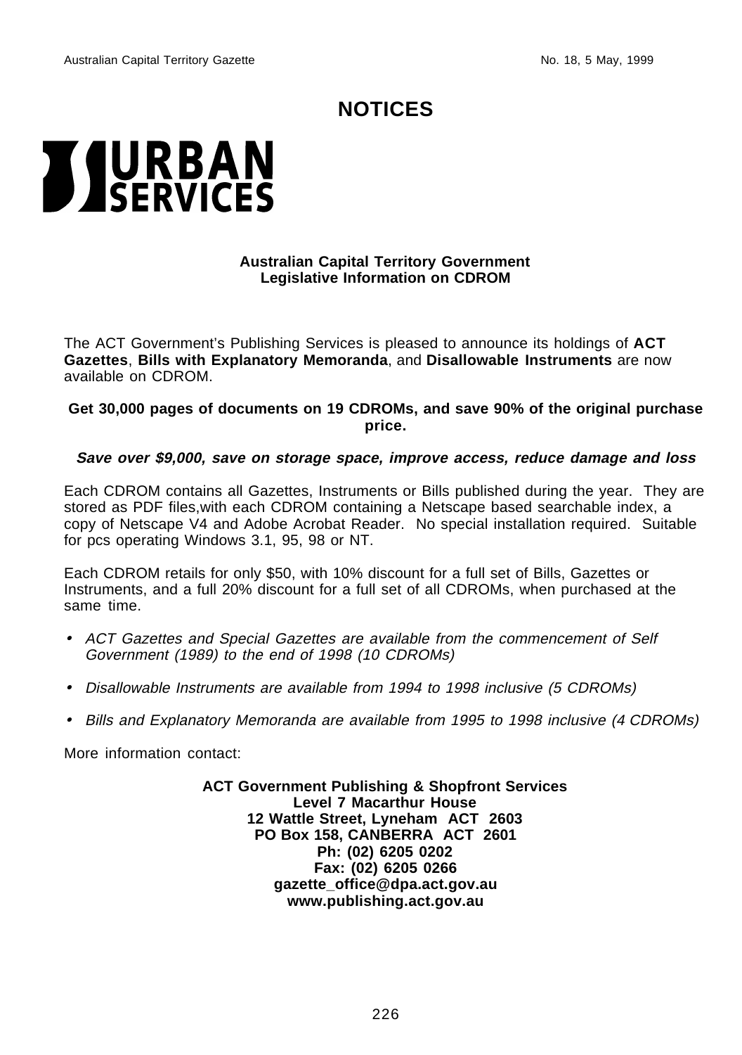# NOTICES

**URBAN SERVICES**

**Australian Capital Territory Government**
**Legislative Information on CDROM**

The ACT Government's Publishing Services is pleased to announce its holdings of **ACT Gazettes**, **Bills with Explanatory Memoranda**, and **Disallowable Instruments** are now available on CDROM.

**Get 30,000 pages of documents on 19 CDROMs, and save 90% of the original purchase price.**

***Save over $9,000, save on storage space, improve access, reduce damage and loss***

Each CDROM contains all Gazettes, Instruments or Bills published during the year. They are stored as PDF files,with each CDROM containing a Netscape based searchable index, a copy of Netscape V4 and Adobe Acrobat Reader. No special installation required. Suitable for pcs operating Windows 3.1, 95, 98 or NT.

Each CDROM retails for only $50, with 10% discount for a full set of Bills, Gazettes or Instruments, and a full 20% discount for a full set of all CDROMs, when purchased at the same time.

- *ACT Gazettes and Special Gazettes are available from the commencement of Self Government (1989) to the end of 1998 (10 CDROMs)*
- *Disallowable Instruments are available from 1994 to 1998 inclusive (5 CDROMs)*
- *Bills and Explanatory Memoranda are available from 1995 to 1998 inclusive (4 CDROMs)*

More information contact:

**ACT Government Publishing & Shopfront Services**
**Level 7 Macarthur House**
**12 Wattle Street, Lyneham ACT 2603**
**PO Box 158, CANBERRA ACT 2601**
**Ph: (02) 6205 0202**
**Fax: (02) 6205 0266**
**gazette_office@dpa.act.gov.au**
**www.publishing.act.gov.au**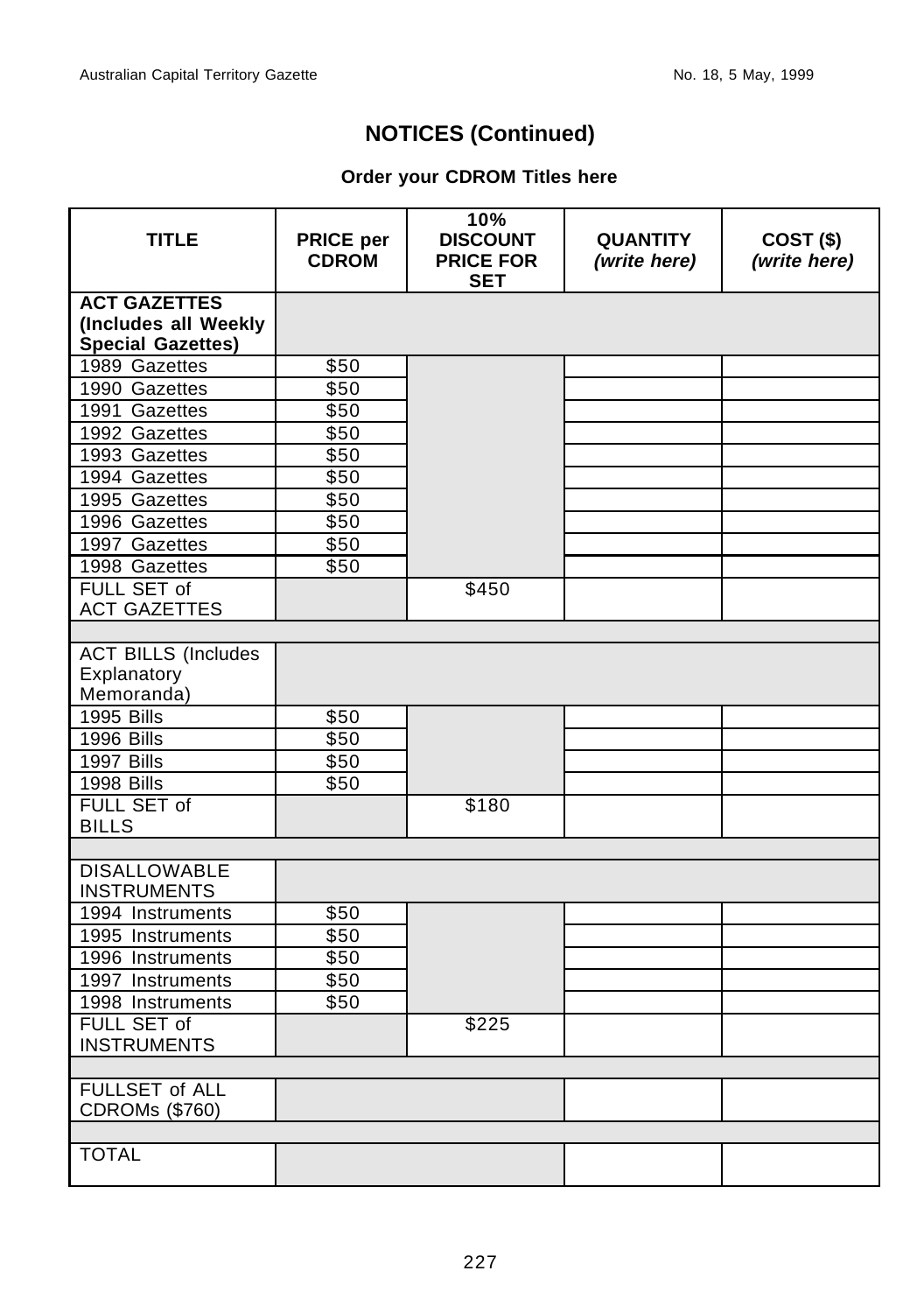## NOTICES (Continued)

### Order your CDROM Titles here

| TITLE | PRICE per CDROM | 10% DISCOUNT PRICE FOR SET | QUANTITY *(write here)* | COST ($) *(write here)* |
|---|---|---|---|---|
| **ACT GAZETTES (Includes all Weekly Special Gazettes)** | | | | |
| 1989 Gazettes | $50 | | | |
| 1990 Gazettes | $50 | | | |
| 1991 Gazettes | $50 | | | |
| 1992 Gazettes | $50 | | | |
| 1993 Gazettes | $50 | | | |
| 1994 Gazettes | $50 | | | |
| 1995 Gazettes | $50 | | | |
| 1996 Gazettes | $50 | | | |
| 1997 Gazettes | $50 | | | |
| 1998 Gazettes | $50 | | | |
| FULL SET of ACT GAZETTES | | $450 | | |
| | | | | |
| ACT BILLS (Includes Explanatory Memoranda) | | | | |
| 1995 Bills | $50 | | | |
| 1996 Bills | $50 | | | |
| 1997 Bills | $50 | | | |
| 1998 Bills | $50 | | | |
| FULL SET of BILLS | | $180 | | |
| | | | | |
| DISALLOWABLE INSTRUMENTS | | | | |
| 1994 Instruments | $50 | | | |
| 1995 Instruments | $50 | | | |
| 1996 Instruments | $50 | | | |
| 1997 Instruments | $50 | | | |
| 1998 Instruments | $50 | | | |
| FULL SET of INSTRUMENTS | | $225 | | |
| | | | | |
| FULLSET of ALL CDROMs ($760) | | | | |
| | | | | |
| TOTAL | | | | |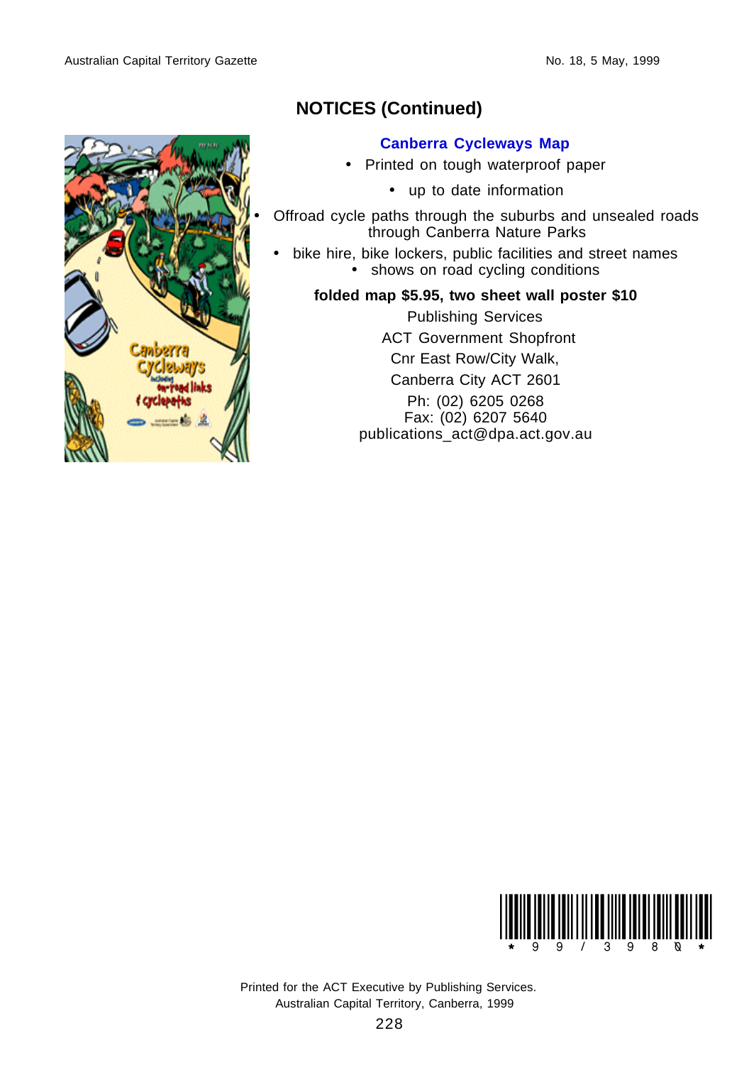## NOTICES (Continued)

**Canberra Cycleways Map**

- Printed on tough waterproof paper
- up to date information
- Offroad cycle paths through the suburbs and unsealed roads through Canberra Nature Parks
- bike hire, bike lockers, public facilities and street names
- shows on road cycling conditions

**folded map $5.95, two sheet wall poster $10**

Publishing Services
ACT Government Shopfront
Cnr East Row/City Walk,
Canberra City ACT 2601
Ph: (02) 6205 0268
Fax: (02) 6207 5640
publications_act@dpa.act.gov.au

* 9 9 / 3 9 8 0 *

Printed for the ACT Executive by Publishing Services.
Australian Capital Territory, Canberra, 1999